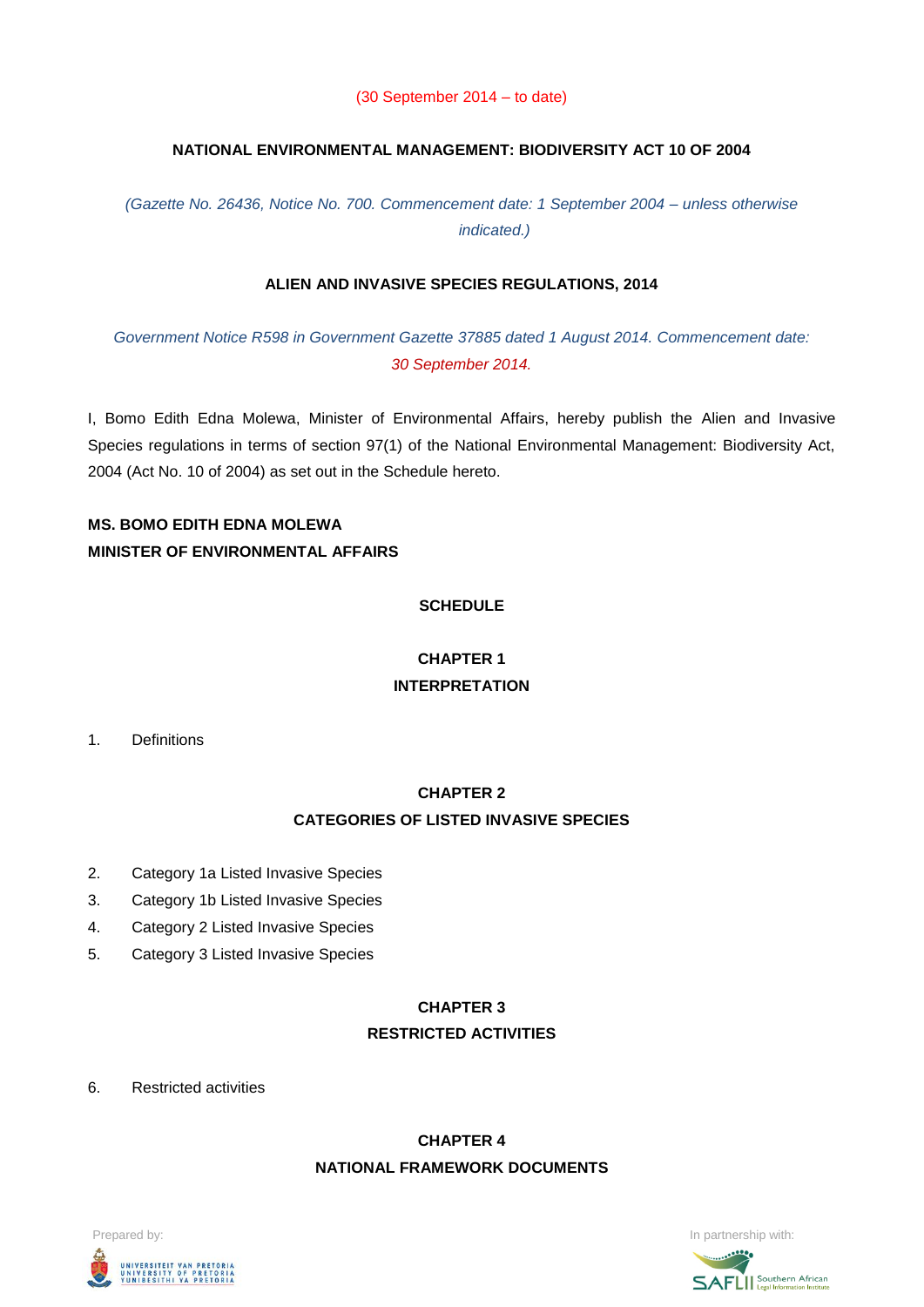(30 September 2014 – to date)

# NATIONAL ENVIRONMENTAL MANAGEMENT: BIODIVERSITY ACT 10 OF 2004

*(Gazette No. 26436, Notice No. 700. Commencement date: 1 September 2004 – unless otherwise indicated.)*

## ALIEN AND INVASIVE SPECIES REGULATIONS, 2014

*Government Notice R598 in Government Gazette 37885 dated 1 August 2014. Commencement date: 30 September 2014.*

I, Bomo Edith Edna Molewa, Minister of Environmental Affairs, hereby publish the Alien and Invasive Species regulations in terms of section 97(1) of the National Environmental Management: Biodiversity Act, 2004 (Act No. 10 of 2004) as set out in the Schedule hereto.

**MS. BOMO EDITH EDNA MOLEWA**
**MINISTER OF ENVIRONMENTAL AFFAIRS**

### SCHEDULE

### CHAPTER 1
### INTERPRETATION

1. Definitions

### CHAPTER 2
### CATEGORIES OF LISTED INVASIVE SPECIES

2. Category 1a Listed Invasive Species
3. Category 1b Listed Invasive Species
4. Category 2 Listed Invasive Species
5. Category 3 Listed Invasive Species

### CHAPTER 3
### RESTRICTED ACTIVITIES

6. Restricted activities

### CHAPTER 4
### NATIONAL FRAMEWORK DOCUMENTS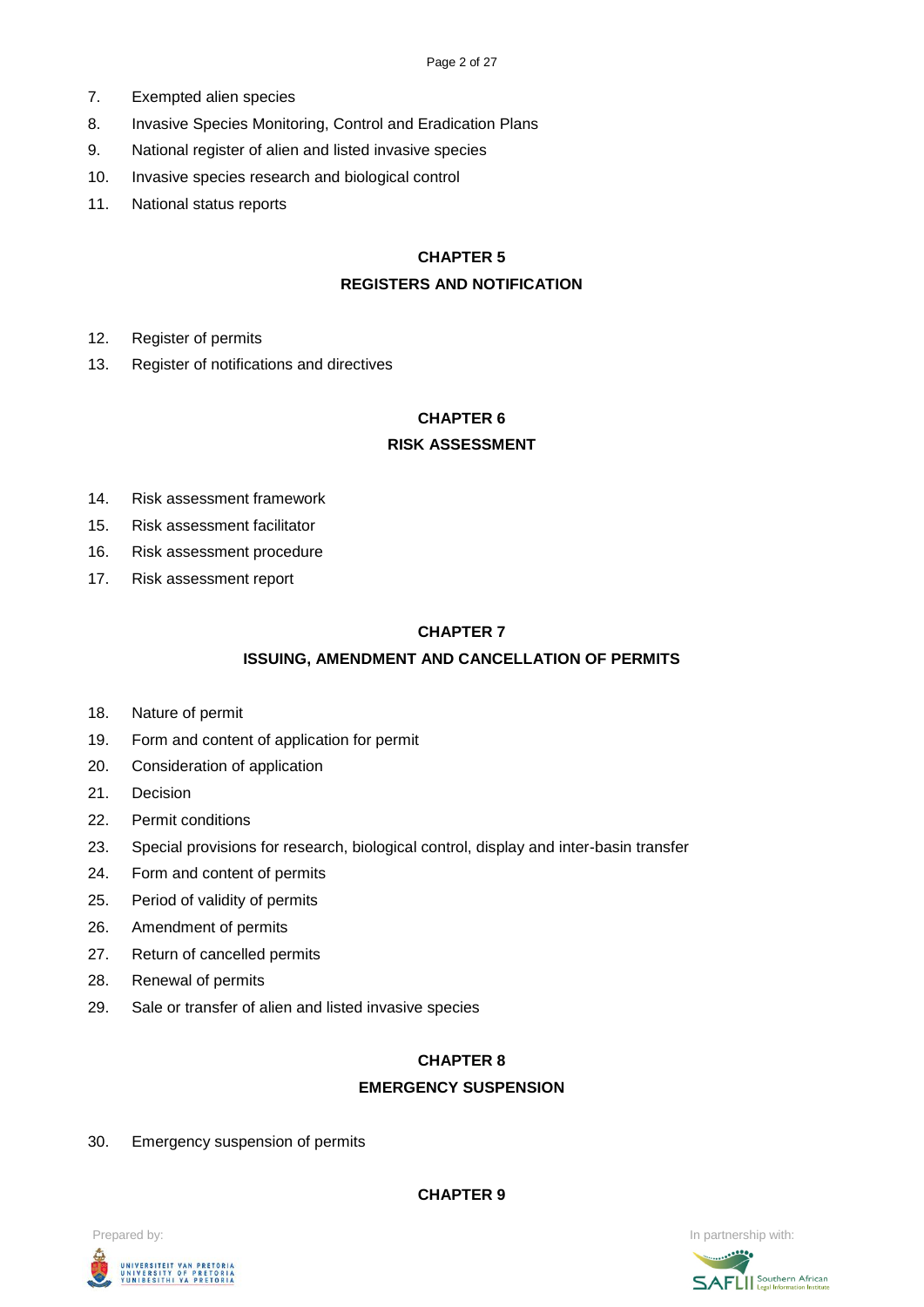7. Exempted alien species
8. Invasive Species Monitoring, Control and Eradication Plans
9. National register of alien and listed invasive species
10. Invasive species research and biological control
11. National status reports

## CHAPTER 5
## REGISTERS AND NOTIFICATION

12. Register of permits
13. Register of notifications and directives

## CHAPTER 6
## RISK ASSESSMENT

14. Risk assessment framework
15. Risk assessment facilitator
16. Risk assessment procedure
17. Risk assessment report

## CHAPTER 7
## ISSUING, AMENDMENT AND CANCELLATION OF PERMITS

18. Nature of permit
19. Form and content of application for permit
20. Consideration of application
21. Decision
22. Permit conditions
23. Special provisions for research, biological control, display and inter-basin transfer
24. Form and content of permits
25. Period of validity of permits
26. Amendment of permits
27. Return of cancelled permits
28. Renewal of permits
29. Sale or transfer of alien and listed invasive species

## CHAPTER 8
## EMERGENCY SUSPENSION

30. Emergency suspension of permits

## CHAPTER 9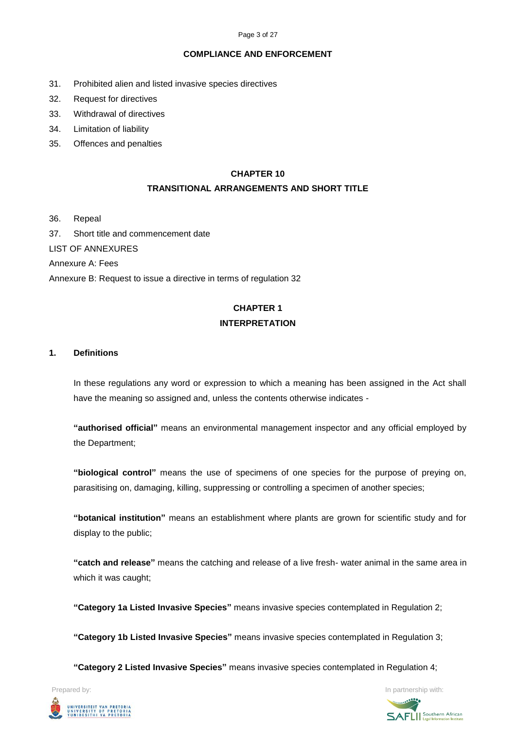**COMPLIANCE AND ENFORCEMENT**

31. Prohibited alien and listed invasive species directives
32. Request for directives
33. Withdrawal of directives
34. Limitation of liability
35. Offences and penalties

**CHAPTER 10**

**TRANSITIONAL ARRANGEMENTS AND SHORT TITLE**

36. Repeal
37. Short title and commencement date

LIST OF ANNEXURES

Annexure A: Fees

Annexure B: Request to issue a directive in terms of regulation 32

## CHAPTER 1

## INTERPRETATION

### 1. Definitions

In these regulations any word or expression to which a meaning has been assigned in the Act shall have the meaning so assigned and, unless the contents otherwise indicates -

**"authorised official"** means an environmental management inspector and any official employed by the Department;

**"biological control"** means the use of specimens of one species for the purpose of preying on, parasitising on, damaging, killing, suppressing or controlling a specimen of another species;

**"botanical institution"** means an establishment where plants are grown for scientific study and for display to the public;

**"catch and release"** means the catching and release of a live fresh- water animal in the same area in which it was caught;

**"Category 1a Listed Invasive Species"** means invasive species contemplated in Regulation 2;

**"Category 1b Listed Invasive Species"** means invasive species contemplated in Regulation 3;

**"Category 2 Listed Invasive Species"** means invasive species contemplated in Regulation 4;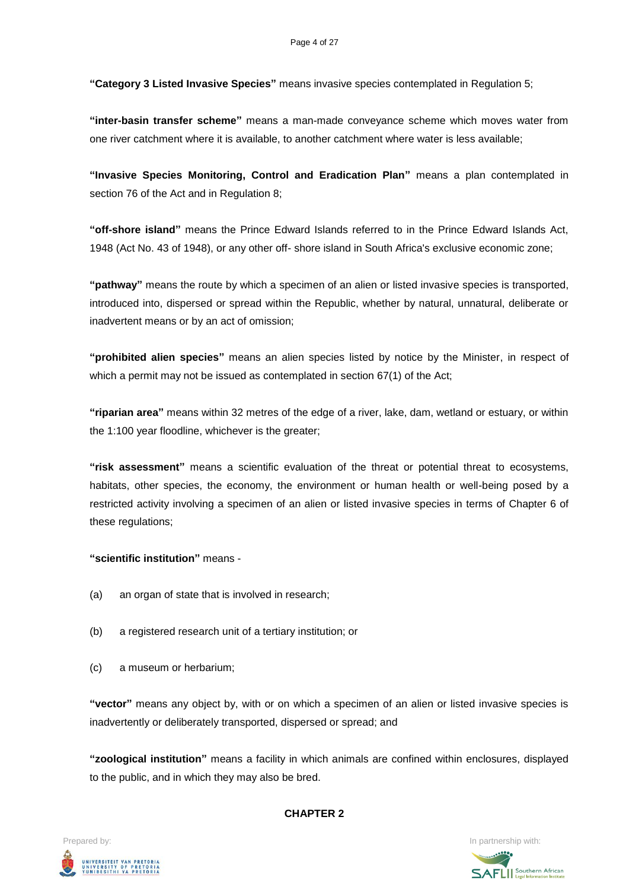**"Category 3 Listed Invasive Species"** means invasive species contemplated in Regulation 5;

**"inter-basin transfer scheme"** means a man-made conveyance scheme which moves water from one river catchment where it is available, to another catchment where water is less available;

**"Invasive Species Monitoring, Control and Eradication Plan"** means a plan contemplated in section 76 of the Act and in Regulation 8;

**"off-shore island"** means the Prince Edward Islands referred to in the Prince Edward Islands Act, 1948 (Act No. 43 of 1948), or any other off- shore island in South Africa's exclusive economic zone;

**"pathway"** means the route by which a specimen of an alien or listed invasive species is transported, introduced into, dispersed or spread within the Republic, whether by natural, unnatural, deliberate or inadvertent means or by an act of omission;

**"prohibited alien species"** means an alien species listed by notice by the Minister, in respect of which a permit may not be issued as contemplated in section 67(1) of the Act;

**"riparian area"** means within 32 metres of the edge of a river, lake, dam, wetland or estuary, or within the 1:100 year floodline, whichever is the greater;

**"risk assessment"** means a scientific evaluation of the threat or potential threat to ecosystems, habitats, other species, the economy, the environment or human health or well-being posed by a restricted activity involving a specimen of an alien or listed invasive species in terms of Chapter 6 of these regulations;

**"scientific institution"** means -

(a) an organ of state that is involved in research;

(b) a registered research unit of a tertiary institution; or

(c) a museum or herbarium;

**"vector"** means any object by, with or on which a specimen of an alien or listed invasive species is inadvertently or deliberately transported, dispersed or spread; and

**"zoological institution"** means a facility in which animals are confined within enclosures, displayed to the public, and in which they may also be bred.

## CHAPTER 2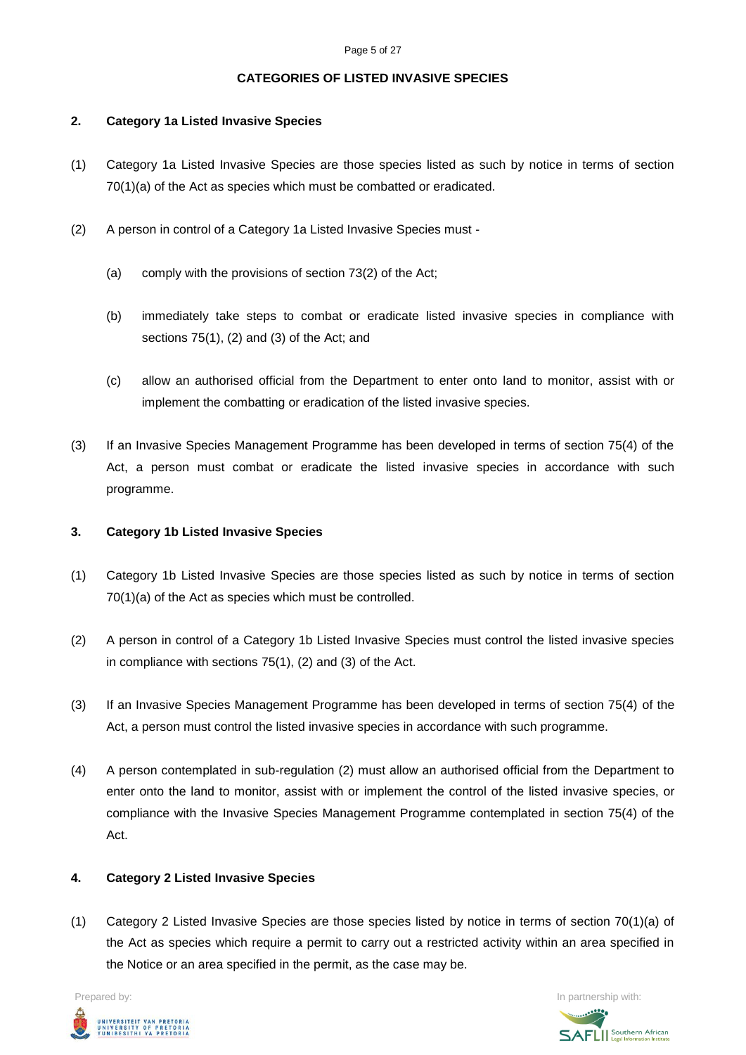## CATEGORIES OF LISTED INVASIVE SPECIES

### 2. Category 1a Listed Invasive Species

(1) Category 1a Listed Invasive Species are those species listed as such by notice in terms of section 70(1)(a) of the Act as species which must be combatted or eradicated.

(2) A person in control of a Category 1a Listed Invasive Species must -

(a) comply with the provisions of section 73(2) of the Act;

(b) immediately take steps to combat or eradicate listed invasive species in compliance with sections 75(1), (2) and (3) of the Act; and

(c) allow an authorised official from the Department to enter onto land to monitor, assist with or implement the combatting or eradication of the listed invasive species.

(3) If an Invasive Species Management Programme has been developed in terms of section 75(4) of the Act, a person must combat or eradicate the listed invasive species in accordance with such programme.

### 3. Category 1b Listed Invasive Species

(1) Category 1b Listed Invasive Species are those species listed as such by notice in terms of section 70(1)(a) of the Act as species which must be controlled.

(2) A person in control of a Category 1b Listed Invasive Species must control the listed invasive species in compliance with sections 75(1), (2) and (3) of the Act.

(3) If an Invasive Species Management Programme has been developed in terms of section 75(4) of the Act, a person must control the listed invasive species in accordance with such programme.

(4) A person contemplated in sub-regulation (2) must allow an authorised official from the Department to enter onto the land to monitor, assist with or implement the control of the listed invasive species, or compliance with the Invasive Species Management Programme contemplated in section 75(4) of the Act.

### 4. Category 2 Listed Invasive Species

(1) Category 2 Listed Invasive Species are those species listed by notice in terms of section 70(1)(a) of the Act as species which require a permit to carry out a restricted activity within an area specified in the Notice or an area specified in the permit, as the case may be.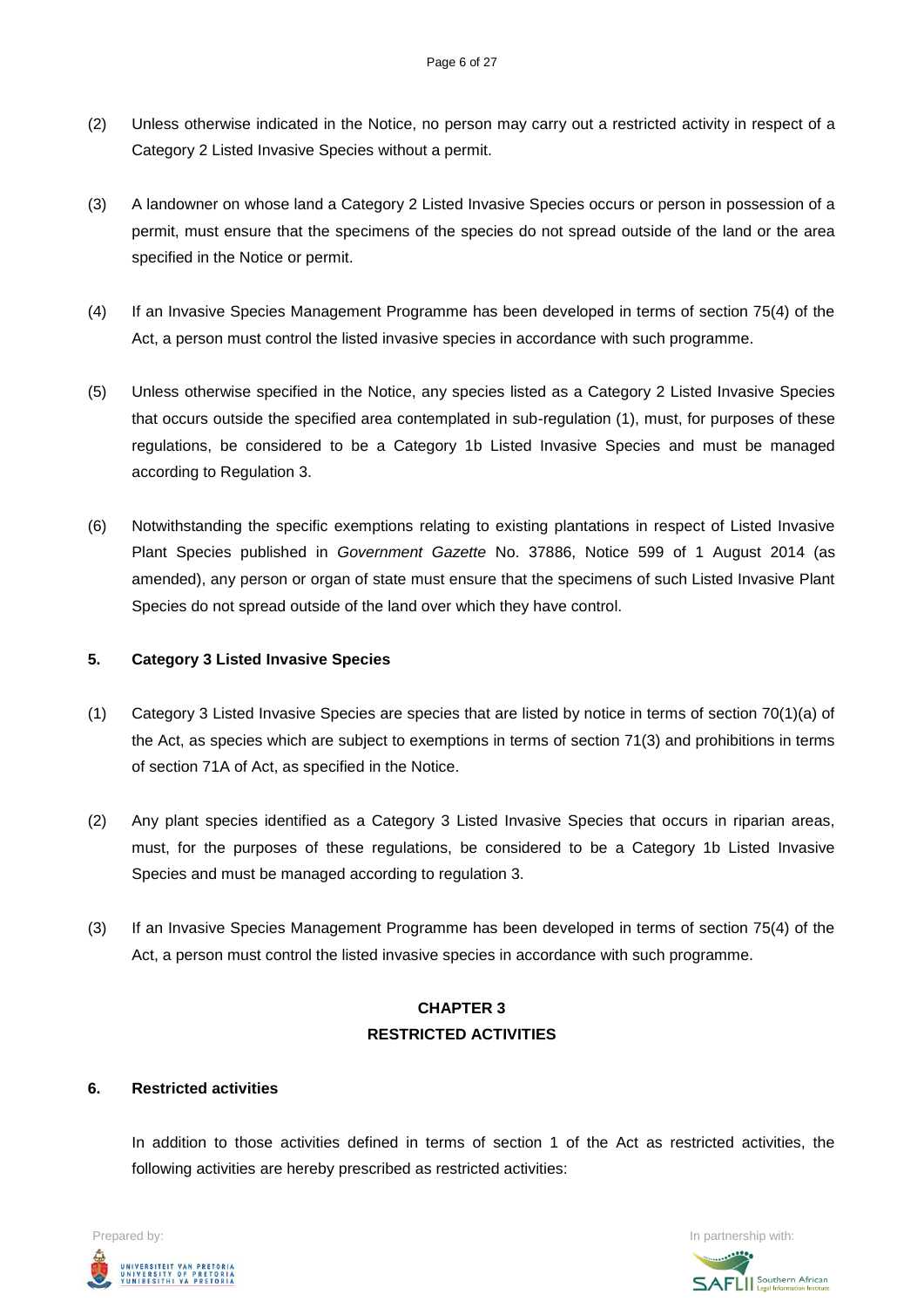(2) Unless otherwise indicated in the Notice, no person may carry out a restricted activity in respect of a Category 2 Listed Invasive Species without a permit.

(3) A landowner on whose land a Category 2 Listed Invasive Species occurs or person in possession of a permit, must ensure that the specimens of the species do not spread outside of the land or the area specified in the Notice or permit.

(4) If an Invasive Species Management Programme has been developed in terms of section 75(4) of the Act, a person must control the listed invasive species in accordance with such programme.

(5) Unless otherwise specified in the Notice, any species listed as a Category 2 Listed Invasive Species that occurs outside the specified area contemplated in sub-regulation (1), must, for purposes of these regulations, be considered to be a Category 1b Listed Invasive Species and must be managed according to Regulation 3.

(6) Notwithstanding the specific exemptions relating to existing plantations in respect of Listed Invasive Plant Species published in *Government Gazette* No. 37886, Notice 599 of 1 August 2014 (as amended), any person or organ of state must ensure that the specimens of such Listed Invasive Plant Species do not spread outside of the land over which they have control.

**5. Category 3 Listed Invasive Species**

(1) Category 3 Listed Invasive Species are species that are listed by notice in terms of section 70(1)(a) of the Act, as species which are subject to exemptions in terms of section 71(3) and prohibitions in terms of section 71A of Act, as specified in the Notice.

(2) Any plant species identified as a Category 3 Listed Invasive Species that occurs in riparian areas, must, for the purposes of these regulations, be considered to be a Category 1b Listed Invasive Species and must be managed according to regulation 3.

(3) If an Invasive Species Management Programme has been developed in terms of section 75(4) of the Act, a person must control the listed invasive species in accordance with such programme.

## CHAPTER 3
## RESTRICTED ACTIVITIES

**6. Restricted activities**

In addition to those activities defined in terms of section 1 of the Act as restricted activities, the following activities are hereby prescribed as restricted activities: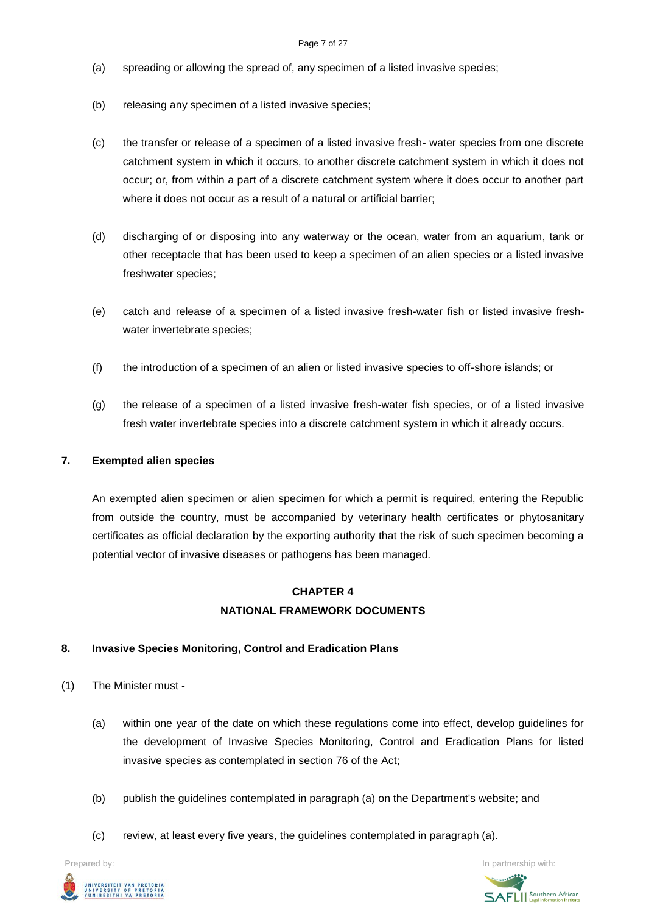(a) spreading or allowing the spread of, any specimen of a listed invasive species;

(b) releasing any specimen of a listed invasive species;

(c) the transfer or release of a specimen of a listed invasive fresh- water species from one discrete catchment system in which it occurs, to another discrete catchment system in which it does not occur; or, from within a part of a discrete catchment system where it does occur to another part where it does not occur as a result of a natural or artificial barrier;

(d) discharging of or disposing into any waterway or the ocean, water from an aquarium, tank or other receptacle that has been used to keep a specimen of an alien species or a listed invasive freshwater species;

(e) catch and release of a specimen of a listed invasive fresh-water fish or listed invasive fresh-water invertebrate species;

(f) the introduction of a specimen of an alien or listed invasive species to off-shore islands; or

(g) the release of a specimen of a listed invasive fresh-water fish species, or of a listed invasive fresh water invertebrate species into a discrete catchment system in which it already occurs.

**7. Exempted alien species**

An exempted alien specimen or alien specimen for which a permit is required, entering the Republic from outside the country, must be accompanied by veterinary health certificates or phytosanitary certificates as official declaration by the exporting authority that the risk of such specimen becoming a potential vector of invasive diseases or pathogens has been managed.

## CHAPTER 4
## NATIONAL FRAMEWORK DOCUMENTS

**8. Invasive Species Monitoring, Control and Eradication Plans**

(1) The Minister must -

(a) within one year of the date on which these regulations come into effect, develop guidelines for the development of Invasive Species Monitoring, Control and Eradication Plans for listed invasive species as contemplated in section 76 of the Act;

(b) publish the guidelines contemplated in paragraph (a) on the Department's website; and

(c) review, at least every five years, the guidelines contemplated in paragraph (a).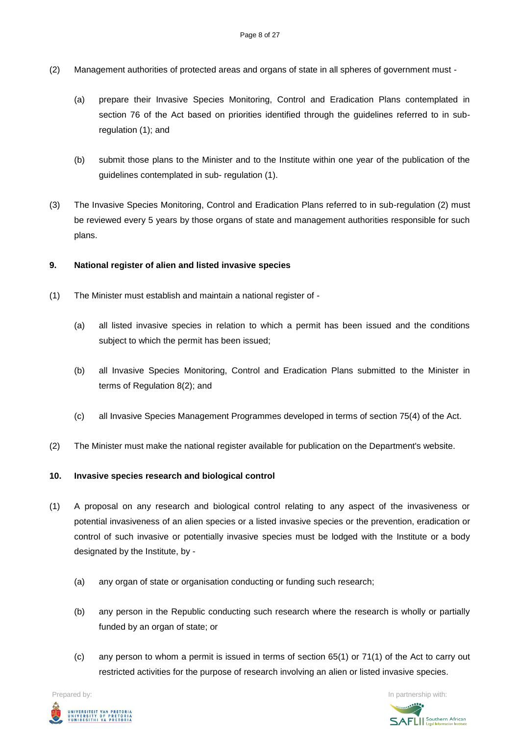(2) Management authorities of protected areas and organs of state in all spheres of government must -

(a) prepare their Invasive Species Monitoring, Control and Eradication Plans contemplated in section 76 of the Act based on priorities identified through the guidelines referred to in sub-regulation (1); and

(b) submit those plans to the Minister and to the Institute within one year of the publication of the guidelines contemplated in sub- regulation (1).

(3) The Invasive Species Monitoring, Control and Eradication Plans referred to in sub-regulation (2) must be reviewed every 5 years by those organs of state and management authorities responsible for such plans.

**9. National register of alien and listed invasive species**

(1) The Minister must establish and maintain a national register of -

(a) all listed invasive species in relation to which a permit has been issued and the conditions subject to which the permit has been issued;

(b) all Invasive Species Monitoring, Control and Eradication Plans submitted to the Minister in terms of Regulation 8(2); and

(c) all Invasive Species Management Programmes developed in terms of section 75(4) of the Act.

(2) The Minister must make the national register available for publication on the Department's website.

**10. Invasive species research and biological control**

(1) A proposal on any research and biological control relating to any aspect of the invasiveness or potential invasiveness of an alien species or a listed invasive species or the prevention, eradication or control of such invasive or potentially invasive species must be lodged with the Institute or a body designated by the Institute, by -

(a) any organ of state or organisation conducting or funding such research;

(b) any person in the Republic conducting such research where the research is wholly or partially funded by an organ of state; or

(c) any person to whom a permit is issued in terms of section 65(1) or 71(1) of the Act to carry out restricted activities for the purpose of research involving an alien or listed invasive species.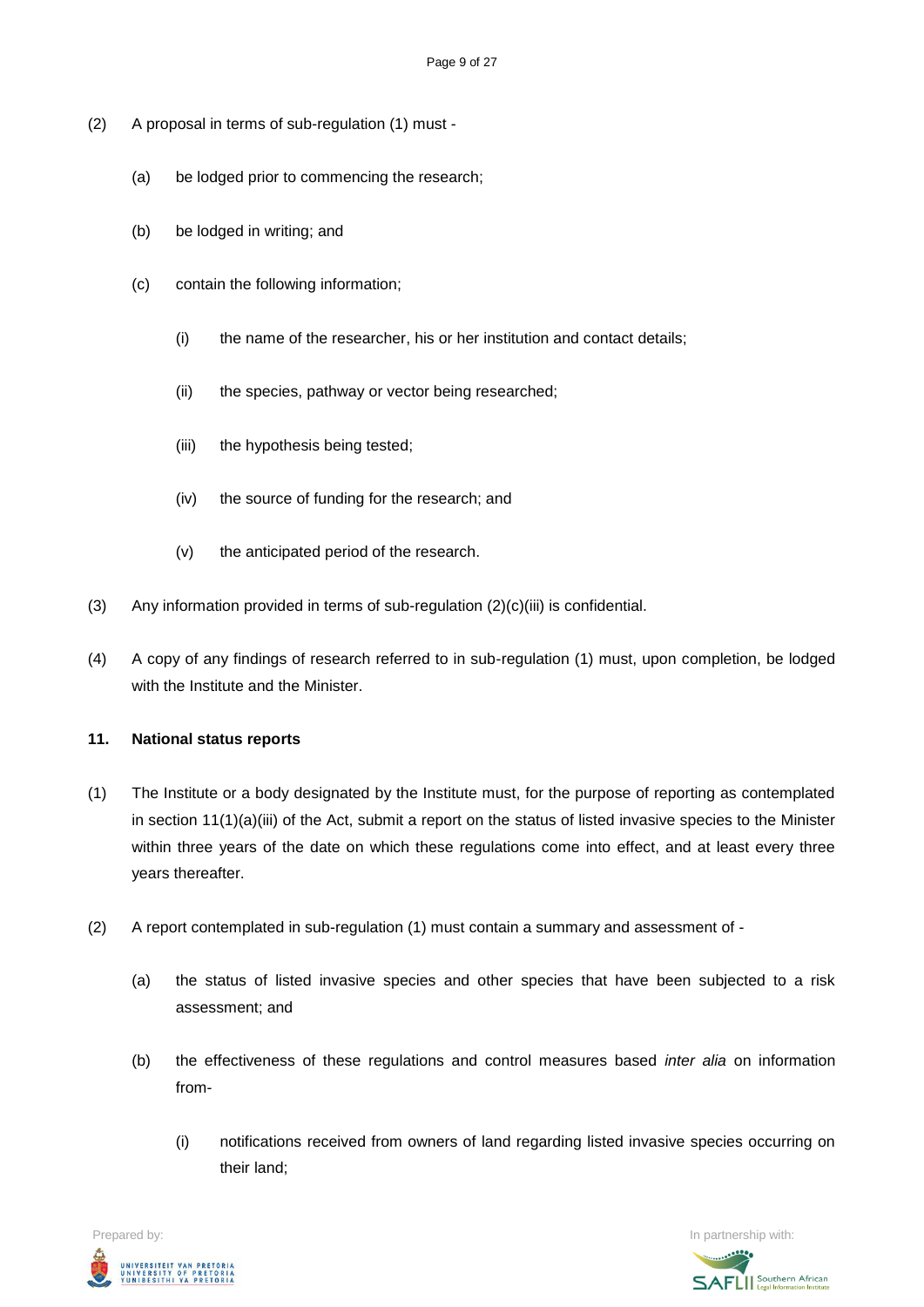(2) A proposal in terms of sub-regulation (1) must -

(a) be lodged prior to commencing the research;

(b) be lodged in writing; and

(c) contain the following information;

(i) the name of the researcher, his or her institution and contact details;

(ii) the species, pathway or vector being researched;

(iii) the hypothesis being tested;

(iv) the source of funding for the research; and

(v) the anticipated period of the research.

(3) Any information provided in terms of sub-regulation (2)(c)(iii) is confidential.

(4) A copy of any findings of research referred to in sub-regulation (1) must, upon completion, be lodged with the Institute and the Minister.

**11. National status reports**

(1) The Institute or a body designated by the Institute must, for the purpose of reporting as contemplated in section 11(1)(a)(iii) of the Act, submit a report on the status of listed invasive species to the Minister within three years of the date on which these regulations come into effect, and at least every three years thereafter.

(2) A report contemplated in sub-regulation (1) must contain a summary and assessment of -

(a) the status of listed invasive species and other species that have been subjected to a risk assessment; and

(b) the effectiveness of these regulations and control measures based *inter alia* on information from-

(i) notifications received from owners of land regarding listed invasive species occurring on their land;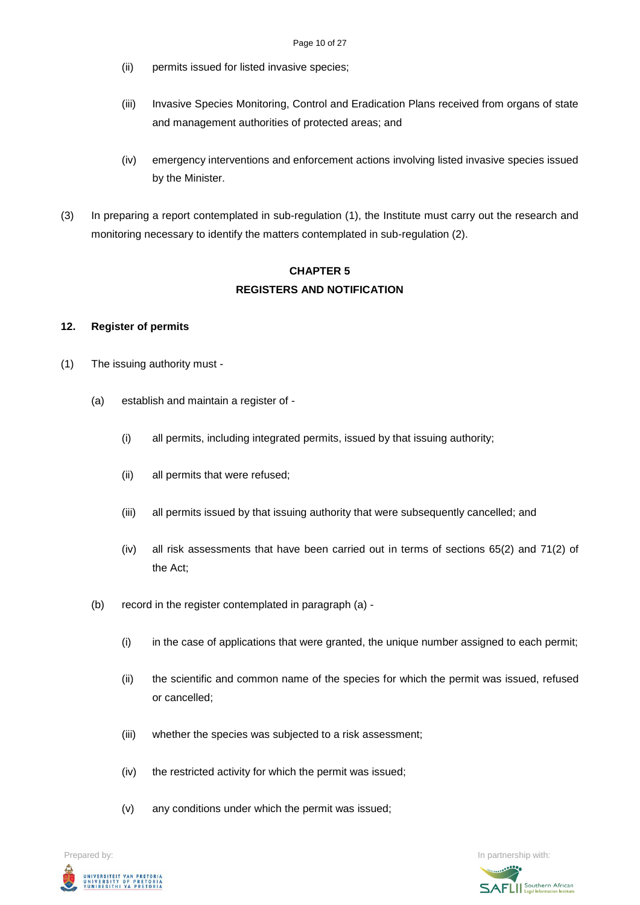(ii) permits issued for listed invasive species;

(iii) Invasive Species Monitoring, Control and Eradication Plans received from organs of state and management authorities of protected areas; and

(iv) emergency interventions and enforcement actions involving listed invasive species issued by the Minister.

(3) In preparing a report contemplated in sub-regulation (1), the Institute must carry out the research and monitoring necessary to identify the matters contemplated in sub-regulation (2).

## CHAPTER 5
## REGISTERS AND NOTIFICATION

### 12. Register of permits

(1) The issuing authority must -

(a) establish and maintain a register of -

(i) all permits, including integrated permits, issued by that issuing authority;

(ii) all permits that were refused;

(iii) all permits issued by that issuing authority that were subsequently cancelled; and

(iv) all risk assessments that have been carried out in terms of sections 65(2) and 71(2) of the Act;

(b) record in the register contemplated in paragraph (a) -

(i) in the case of applications that were granted, the unique number assigned to each permit;

(ii) the scientific and common name of the species for which the permit was issued, refused or cancelled;

(iii) whether the species was subjected to a risk assessment;

(iv) the restricted activity for which the permit was issued;

(v) any conditions under which the permit was issued;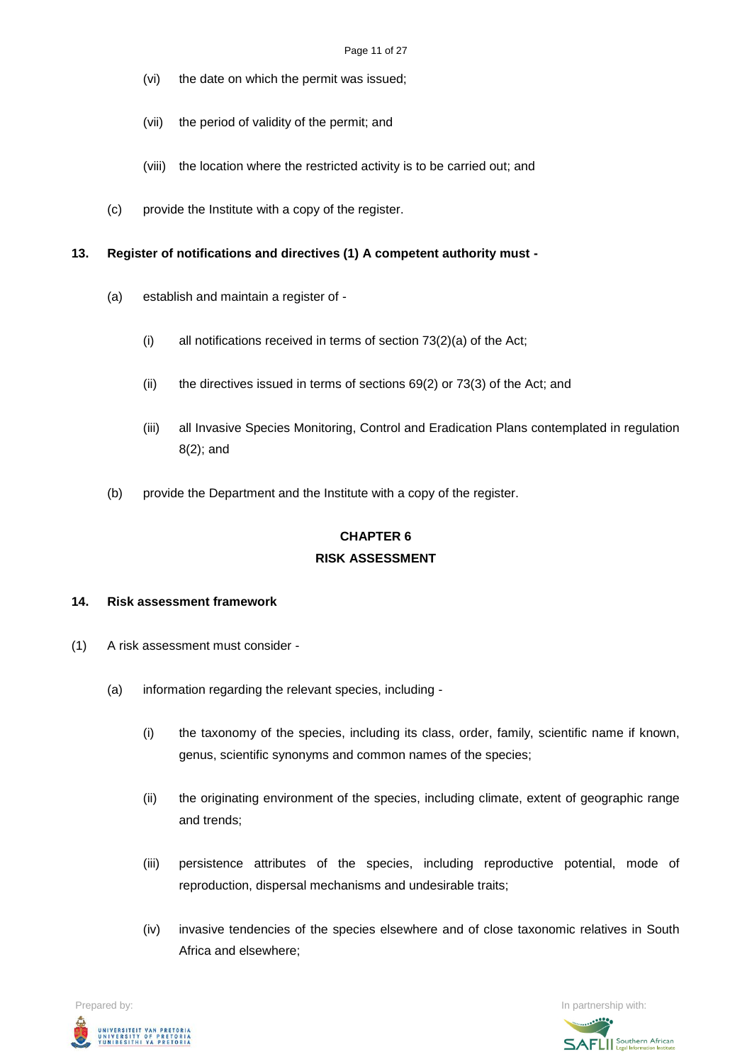(vi) the date on which the permit was issued;

(vii) the period of validity of the permit; and

(viii) the location where the restricted activity is to be carried out; and

(c) provide the Institute with a copy of the register.

**13. Register of notifications and directives (1) A competent authority must -**

(a) establish and maintain a register of -

(i) all notifications received in terms of section 73(2)(a) of the Act;

(ii) the directives issued in terms of sections 69(2) or 73(3) of the Act; and

(iii) all Invasive Species Monitoring, Control and Eradication Plans contemplated in regulation 8(2); and

(b) provide the Department and the Institute with a copy of the register.

## CHAPTER 6
## RISK ASSESSMENT

**14. Risk assessment framework**

(1) A risk assessment must consider -

(a) information regarding the relevant species, including -

(i) the taxonomy of the species, including its class, order, family, scientific name if known, genus, scientific synonyms and common names of the species;

(ii) the originating environment of the species, including climate, extent of geographic range and trends;

(iii) persistence attributes of the species, including reproductive potential, mode of reproduction, dispersal mechanisms and undesirable traits;

(iv) invasive tendencies of the species elsewhere and of close taxonomic relatives in South Africa and elsewhere;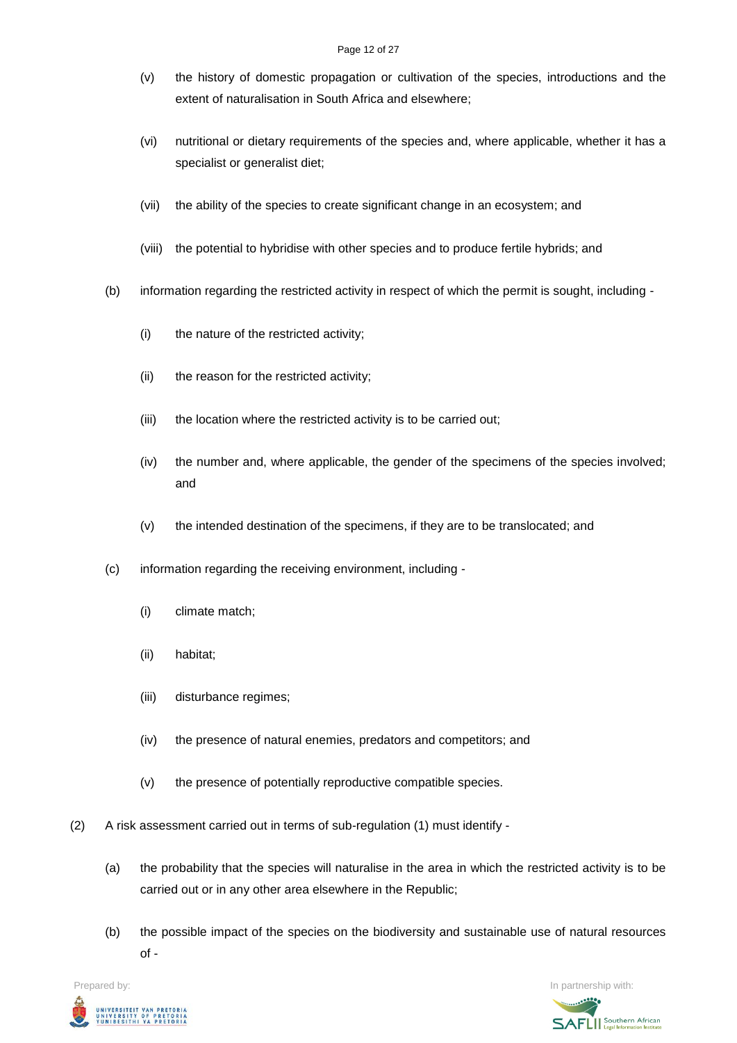(v) the history of domestic propagation or cultivation of the species, introductions and the extent of naturalisation in South Africa and elsewhere;

(vi) nutritional or dietary requirements of the species and, where applicable, whether it has a specialist or generalist diet;

(vii) the ability of the species to create significant change in an ecosystem; and

(viii) the potential to hybridise with other species and to produce fertile hybrids; and

(b) information regarding the restricted activity in respect of which the permit is sought, including -

(i) the nature of the restricted activity;

(ii) the reason for the restricted activity;

(iii) the location where the restricted activity is to be carried out;

(iv) the number and, where applicable, the gender of the specimens of the species involved; and

(v) the intended destination of the specimens, if they are to be translocated; and

(c) information regarding the receiving environment, including -

(i) climate match;

(ii) habitat;

(iii) disturbance regimes;

(iv) the presence of natural enemies, predators and competitors; and

(v) the presence of potentially reproductive compatible species.

(2) A risk assessment carried out in terms of sub-regulation (1) must identify -

(a) the probability that the species will naturalise in the area in which the restricted activity is to be carried out or in any other area elsewhere in the Republic;

(b) the possible impact of the species on the biodiversity and sustainable use of natural resources of -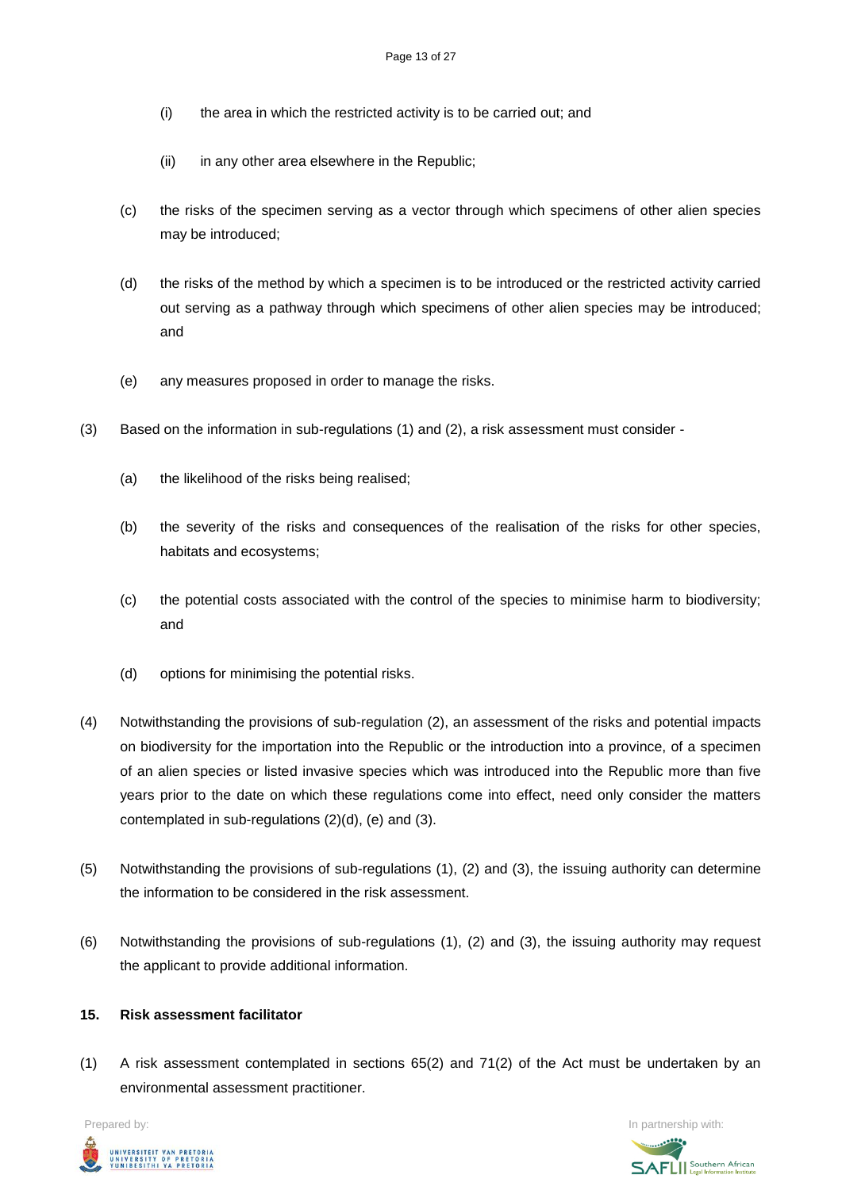(i) the area in which the restricted activity is to be carried out; and

(ii) in any other area elsewhere in the Republic;

(c) the risks of the specimen serving as a vector through which specimens of other alien species may be introduced;

(d) the risks of the method by which a specimen is to be introduced or the restricted activity carried out serving as a pathway through which specimens of other alien species may be introduced; and

(e) any measures proposed in order to manage the risks.

(3) Based on the information in sub-regulations (1) and (2), a risk assessment must consider -

(a) the likelihood of the risks being realised;

(b) the severity of the risks and consequences of the realisation of the risks for other species, habitats and ecosystems;

(c) the potential costs associated with the control of the species to minimise harm to biodiversity; and

(d) options for minimising the potential risks.

(4) Notwithstanding the provisions of sub-regulation (2), an assessment of the risks and potential impacts on biodiversity for the importation into the Republic or the introduction into a province, of a specimen of an alien species or listed invasive species which was introduced into the Republic more than five years prior to the date on which these regulations come into effect, need only consider the matters contemplated in sub-regulations (2)(d), (e) and (3).

(5) Notwithstanding the provisions of sub-regulations (1), (2) and (3), the issuing authority can determine the information to be considered in the risk assessment.

(6) Notwithstanding the provisions of sub-regulations (1), (2) and (3), the issuing authority may request the applicant to provide additional information.

**15. Risk assessment facilitator**

(1) A risk assessment contemplated in sections 65(2) and 71(2) of the Act must be undertaken by an environmental assessment practitioner.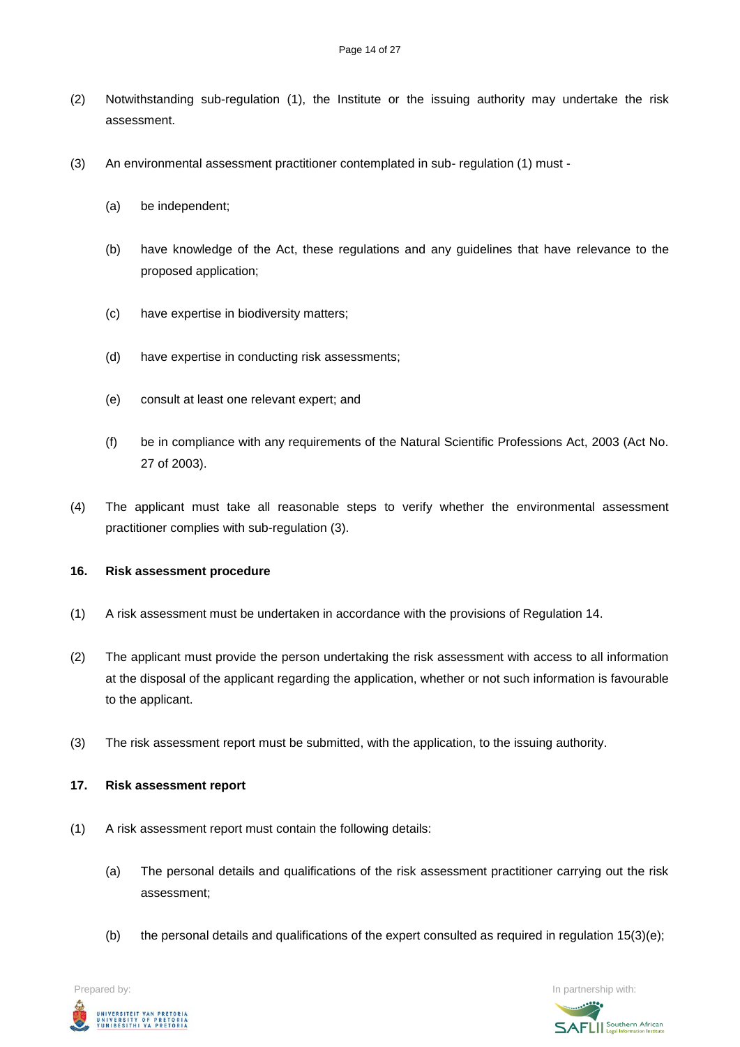(2) Notwithstanding sub-regulation (1), the Institute or the issuing authority may undertake the risk assessment.

(3) An environmental assessment practitioner contemplated in sub- regulation (1) must -

(a) be independent;

(b) have knowledge of the Act, these regulations and any guidelines that have relevance to the proposed application;

(c) have expertise in biodiversity matters;

(d) have expertise in conducting risk assessments;

(e) consult at least one relevant expert; and

(f) be in compliance with any requirements of the Natural Scientific Professions Act, 2003 (Act No. 27 of 2003).

(4) The applicant must take all reasonable steps to verify whether the environmental assessment practitioner complies with sub-regulation (3).

**16. Risk assessment procedure**

(1) A risk assessment must be undertaken in accordance with the provisions of Regulation 14.

(2) The applicant must provide the person undertaking the risk assessment with access to all information at the disposal of the applicant regarding the application, whether or not such information is favourable to the applicant.

(3) The risk assessment report must be submitted, with the application, to the issuing authority.

**17. Risk assessment report**

(1) A risk assessment report must contain the following details:

(a) The personal details and qualifications of the risk assessment practitioner carrying out the risk assessment;

(b) the personal details and qualifications of the expert consulted as required in regulation 15(3)(e);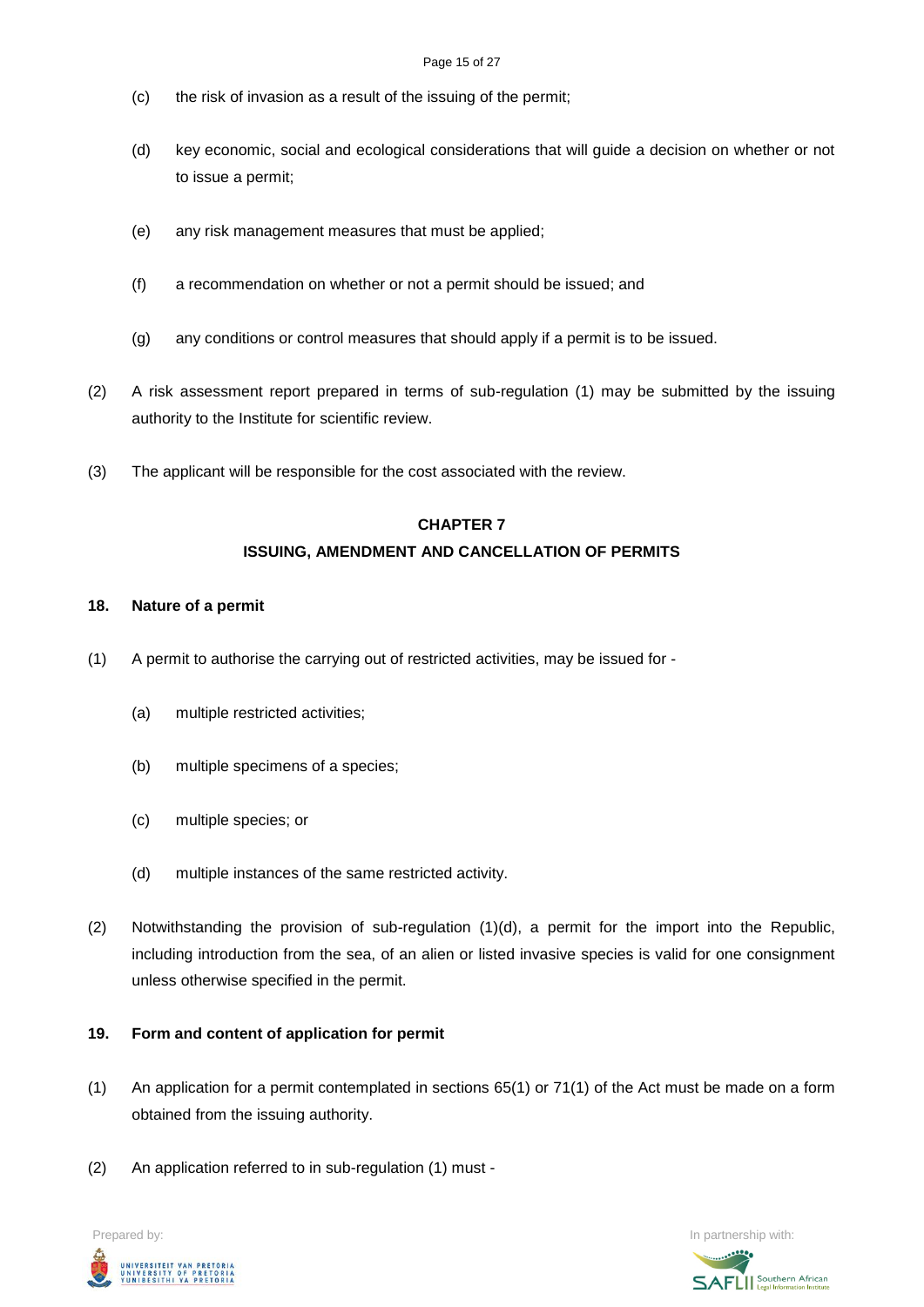(c) the risk of invasion as a result of the issuing of the permit;

(d) key economic, social and ecological considerations that will guide a decision on whether or not to issue a permit;

(e) any risk management measures that must be applied;

(f) a recommendation on whether or not a permit should be issued; and

(g) any conditions or control measures that should apply if a permit is to be issued.

(2) A risk assessment report prepared in terms of sub-regulation (1) may be submitted by the issuing authority to the Institute for scientific review.

(3) The applicant will be responsible for the cost associated with the review.

## CHAPTER 7

## ISSUING, AMENDMENT AND CANCELLATION OF PERMITS

### 18. Nature of a permit

(1) A permit to authorise the carrying out of restricted activities, may be issued for -

(a) multiple restricted activities;

(b) multiple specimens of a species;

(c) multiple species; or

(d) multiple instances of the same restricted activity.

(2) Notwithstanding the provision of sub-regulation (1)(d), a permit for the import into the Republic, including introduction from the sea, of an alien or listed invasive species is valid for one consignment unless otherwise specified in the permit.

### 19. Form and content of application for permit

(1) An application for a permit contemplated in sections 65(1) or 71(1) of the Act must be made on a form obtained from the issuing authority.

(2) An application referred to in sub-regulation (1) must -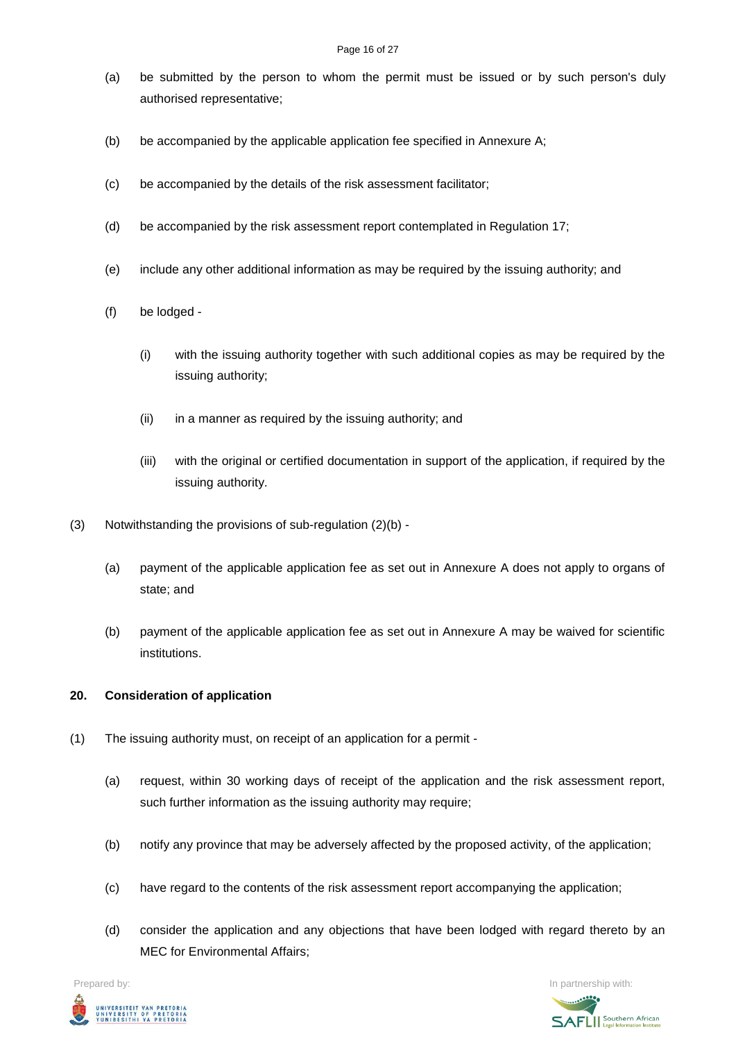(a) be submitted by the person to whom the permit must be issued or by such person's duly authorised representative;

(b) be accompanied by the applicable application fee specified in Annexure A;

(c) be accompanied by the details of the risk assessment facilitator;

(d) be accompanied by the risk assessment report contemplated in Regulation 17;

(e) include any other additional information as may be required by the issuing authority; and

(f) be lodged -

(i) with the issuing authority together with such additional copies as may be required by the issuing authority;

(ii) in a manner as required by the issuing authority; and

(iii) with the original or certified documentation in support of the application, if required by the issuing authority.

(3) Notwithstanding the provisions of sub-regulation (2)(b) -

(a) payment of the applicable application fee as set out in Annexure A does not apply to organs of state; and

(b) payment of the applicable application fee as set out in Annexure A may be waived for scientific institutions.

**20. Consideration of application**

(1) The issuing authority must, on receipt of an application for a permit -

(a) request, within 30 working days of receipt of the application and the risk assessment report, such further information as the issuing authority may require;

(b) notify any province that may be adversely affected by the proposed activity, of the application;

(c) have regard to the contents of the risk assessment report accompanying the application;

(d) consider the application and any objections that have been lodged with regard thereto by an MEC for Environmental Affairs;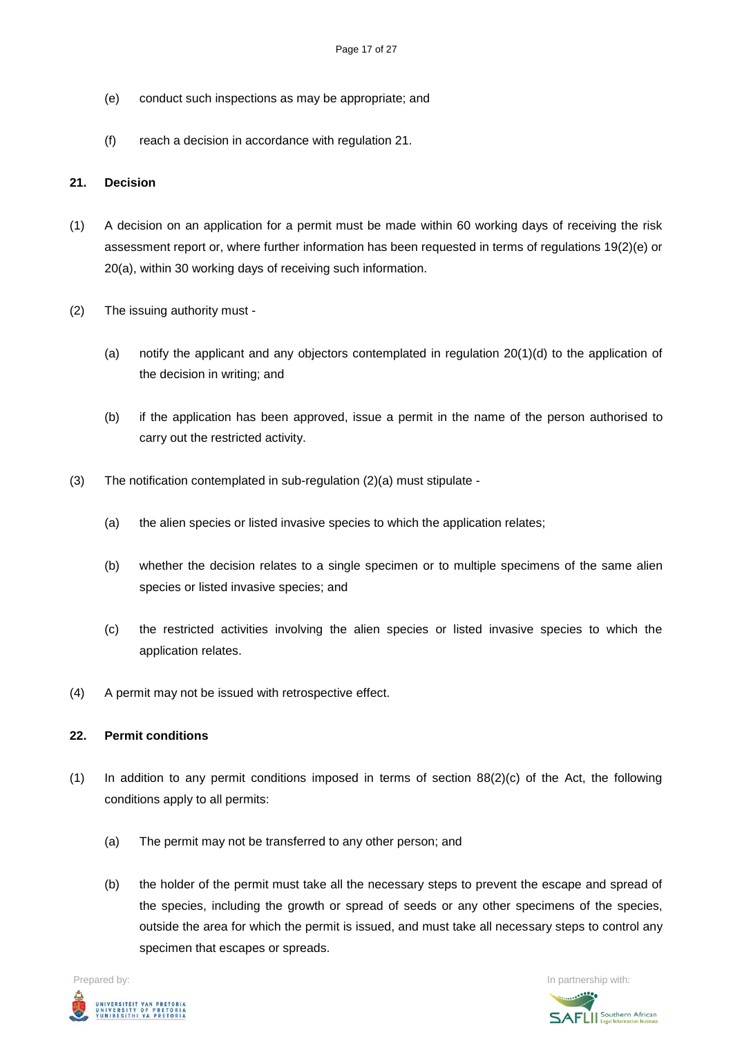(e) conduct such inspections as may be appropriate; and

(f) reach a decision in accordance with regulation 21.

**21. Decision**

(1) A decision on an application for a permit must be made within 60 working days of receiving the risk assessment report or, where further information has been requested in terms of regulations 19(2)(e) or 20(a), within 30 working days of receiving such information.

(2) The issuing authority must -

(a) notify the applicant and any objectors contemplated in regulation 20(1)(d) to the application of the decision in writing; and

(b) if the application has been approved, issue a permit in the name of the person authorised to carry out the restricted activity.

(3) The notification contemplated in sub-regulation (2)(a) must stipulate -

(a) the alien species or listed invasive species to which the application relates;

(b) whether the decision relates to a single specimen or to multiple specimens of the same alien species or listed invasive species; and

(c) the restricted activities involving the alien species or listed invasive species to which the application relates.

(4) A permit may not be issued with retrospective effect.

**22. Permit conditions**

(1) In addition to any permit conditions imposed in terms of section 88(2)(c) of the Act, the following conditions apply to all permits:

(a) The permit may not be transferred to any other person; and

(b) the holder of the permit must take all the necessary steps to prevent the escape and spread of the species, including the growth or spread of seeds or any other specimens of the species, outside the area for which the permit is issued, and must take all necessary steps to control any specimen that escapes or spreads.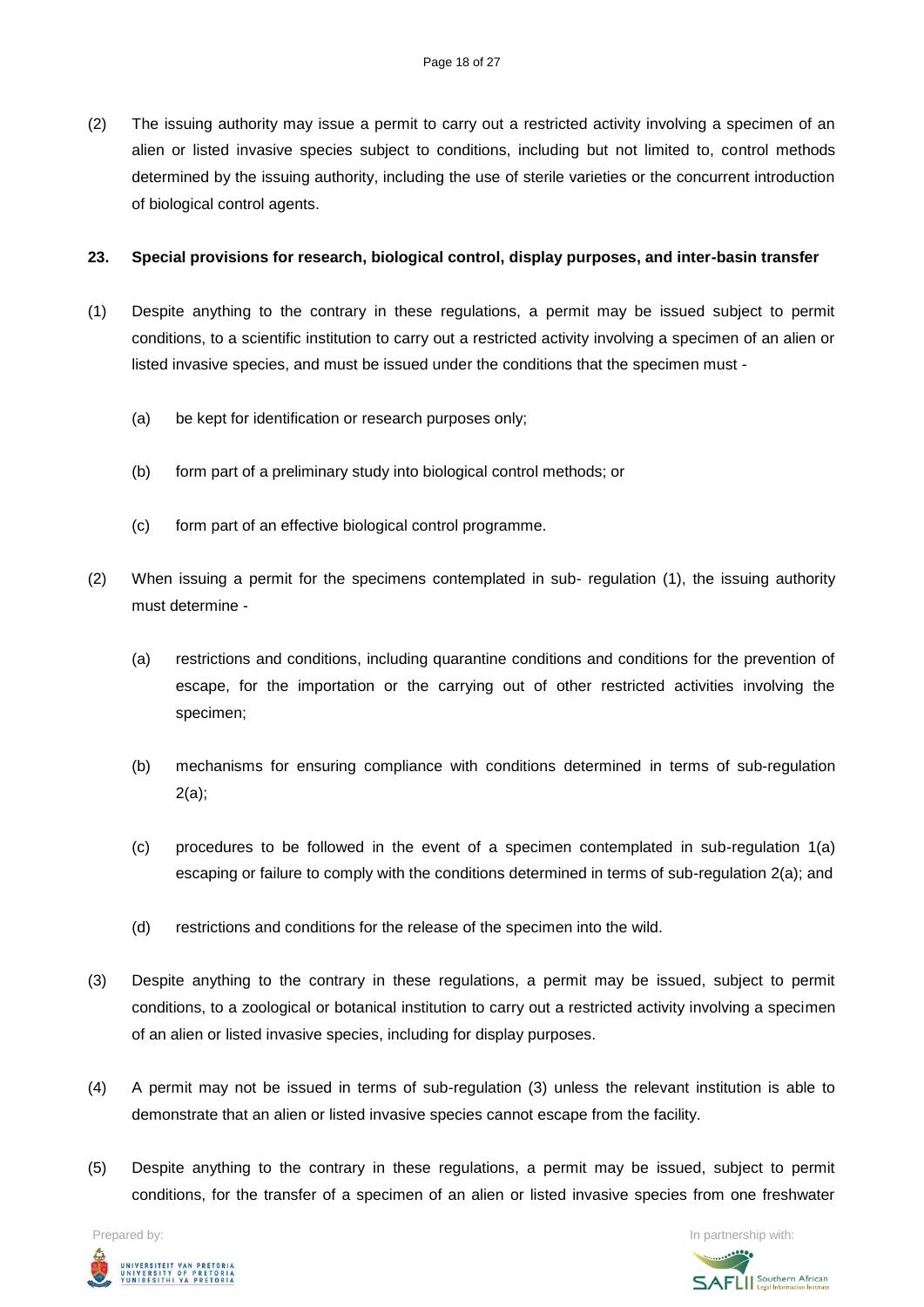(2) The issuing authority may issue a permit to carry out a restricted activity involving a specimen of an alien or listed invasive species subject to conditions, including but not limited to, control methods determined by the issuing authority, including the use of sterile varieties or the concurrent introduction of biological control agents.

**23. Special provisions for research, biological control, display purposes, and inter-basin transfer**

(1) Despite anything to the contrary in these regulations, a permit may be issued subject to permit conditions, to a scientific institution to carry out a restricted activity involving a specimen of an alien or listed invasive species, and must be issued under the conditions that the specimen must -

(a) be kept for identification or research purposes only;

(b) form part of a preliminary study into biological control methods; or

(c) form part of an effective biological control programme.

(2) When issuing a permit for the specimens contemplated in sub- regulation (1), the issuing authority must determine -

(a) restrictions and conditions, including quarantine conditions and conditions for the prevention of escape, for the importation or the carrying out of other restricted activities involving the specimen;

(b) mechanisms for ensuring compliance with conditions determined in terms of sub-regulation 2(a);

(c) procedures to be followed in the event of a specimen contemplated in sub-regulation 1(a) escaping or failure to comply with the conditions determined in terms of sub-regulation 2(a); and

(d) restrictions and conditions for the release of the specimen into the wild.

(3) Despite anything to the contrary in these regulations, a permit may be issued, subject to permit conditions, to a zoological or botanical institution to carry out a restricted activity involving a specimen of an alien or listed invasive species, including for display purposes.

(4) A permit may not be issued in terms of sub-regulation (3) unless the relevant institution is able to demonstrate that an alien or listed invasive species cannot escape from the facility.

(5) Despite anything to the contrary in these regulations, a permit may be issued, subject to permit conditions, for the transfer of a specimen of an alien or listed invasive species from one freshwater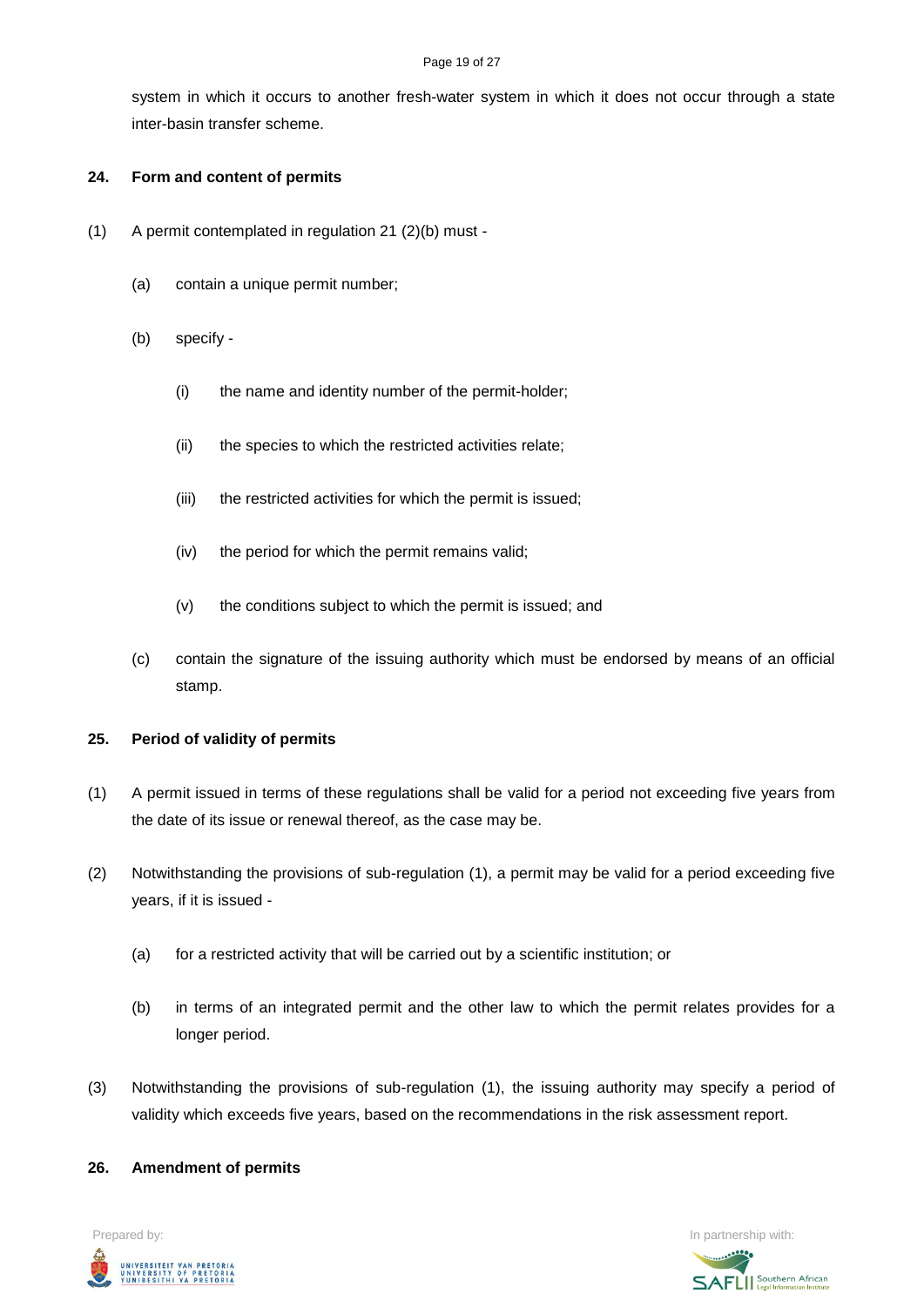system in which it occurs to another fresh-water system in which it does not occur through a state inter-basin transfer scheme.

**24. Form and content of permits**

(1) A permit contemplated in regulation 21 (2)(b) must -

(a) contain a unique permit number;

(b) specify -

(i) the name and identity number of the permit-holder;

(ii) the species to which the restricted activities relate;

(iii) the restricted activities for which the permit is issued;

(iv) the period for which the permit remains valid;

(v) the conditions subject to which the permit is issued; and

(c) contain the signature of the issuing authority which must be endorsed by means of an official stamp.

**25. Period of validity of permits**

(1) A permit issued in terms of these regulations shall be valid for a period not exceeding five years from the date of its issue or renewal thereof, as the case may be.

(2) Notwithstanding the provisions of sub-regulation (1), a permit may be valid for a period exceeding five years, if it is issued -

(a) for a restricted activity that will be carried out by a scientific institution; or

(b) in terms of an integrated permit and the other law to which the permit relates provides for a longer period.

(3) Notwithstanding the provisions of sub-regulation (1), the issuing authority may specify a period of validity which exceeds five years, based on the recommendations in the risk assessment report.

**26. Amendment of permits**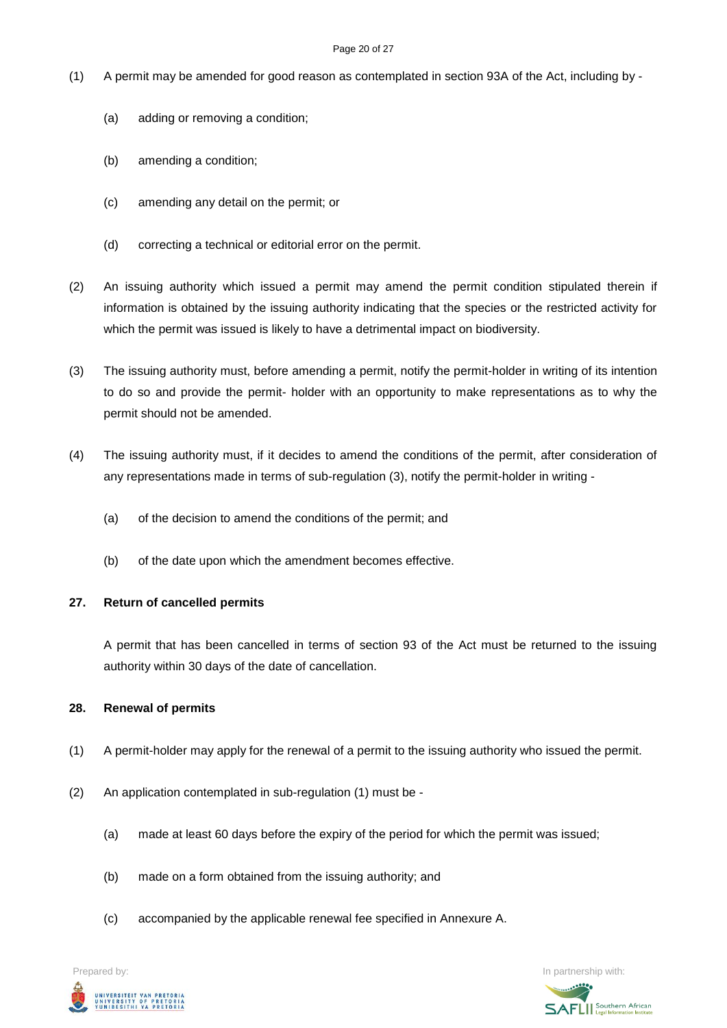(1) A permit may be amended for good reason as contemplated in section 93A of the Act, including by -

(a) adding or removing a condition;

(b) amending a condition;

(c) amending any detail on the permit; or

(d) correcting a technical or editorial error on the permit.

(2) An issuing authority which issued a permit may amend the permit condition stipulated therein if information is obtained by the issuing authority indicating that the species or the restricted activity for which the permit was issued is likely to have a detrimental impact on biodiversity.

(3) The issuing authority must, before amending a permit, notify the permit-holder in writing of its intention to do so and provide the permit- holder with an opportunity to make representations as to why the permit should not be amended.

(4) The issuing authority must, if it decides to amend the conditions of the permit, after consideration of any representations made in terms of sub-regulation (3), notify the permit-holder in writing -

(a) of the decision to amend the conditions of the permit; and

(b) of the date upon which the amendment becomes effective.

**27. Return of cancelled permits**

A permit that has been cancelled in terms of section 93 of the Act must be returned to the issuing authority within 30 days of the date of cancellation.

**28. Renewal of permits**

(1) A permit-holder may apply for the renewal of a permit to the issuing authority who issued the permit.

(2) An application contemplated in sub-regulation (1) must be -

(a) made at least 60 days before the expiry of the period for which the permit was issued;

(b) made on a form obtained from the issuing authority; and

(c) accompanied by the applicable renewal fee specified in Annexure A.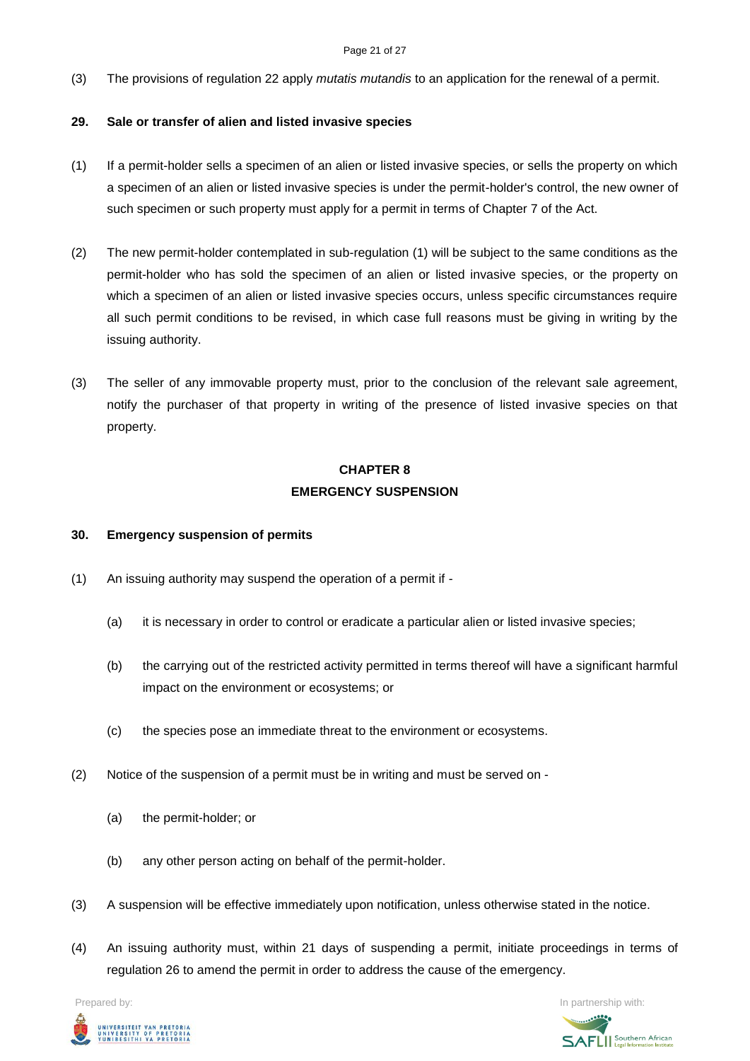(3) The provisions of regulation 22 apply *mutatis mutandis* to an application for the renewal of a permit.

**29. Sale or transfer of alien and listed invasive species**

(1) If a permit-holder sells a specimen of an alien or listed invasive species, or sells the property on which a specimen of an alien or listed invasive species is under the permit-holder's control, the new owner of such specimen or such property must apply for a permit in terms of Chapter 7 of the Act.

(2) The new permit-holder contemplated in sub-regulation (1) will be subject to the same conditions as the permit-holder who has sold the specimen of an alien or listed invasive species, or the property on which a specimen of an alien or listed invasive species occurs, unless specific circumstances require all such permit conditions to be revised, in which case full reasons must be giving in writing by the issuing authority.

(3) The seller of any immovable property must, prior to the conclusion of the relevant sale agreement, notify the purchaser of that property in writing of the presence of listed invasive species on that property.

## CHAPTER 8
## EMERGENCY SUSPENSION

**30. Emergency suspension of permits**

(1) An issuing authority may suspend the operation of a permit if -

(a) it is necessary in order to control or eradicate a particular alien or listed invasive species;

(b) the carrying out of the restricted activity permitted in terms thereof will have a significant harmful impact on the environment or ecosystems; or

(c) the species pose an immediate threat to the environment or ecosystems.

(2) Notice of the suspension of a permit must be in writing and must be served on -

(a) the permit-holder; or

(b) any other person acting on behalf of the permit-holder.

(3) A suspension will be effective immediately upon notification, unless otherwise stated in the notice.

(4) An issuing authority must, within 21 days of suspending a permit, initiate proceedings in terms of regulation 26 to amend the permit in order to address the cause of the emergency.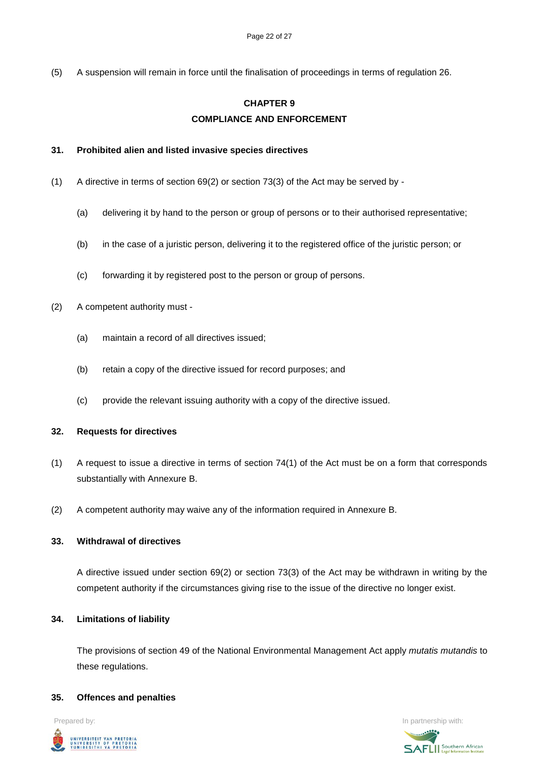(5) A suspension will remain in force until the finalisation of proceedings in terms of regulation 26.

## CHAPTER 9
## COMPLIANCE AND ENFORCEMENT

### 31. Prohibited alien and listed invasive species directives

(1) A directive in terms of section 69(2) or section 73(3) of the Act may be served by -

(a) delivering it by hand to the person or group of persons or to their authorised representative;

(b) in the case of a juristic person, delivering it to the registered office of the juristic person; or

(c) forwarding it by registered post to the person or group of persons.

(2) A competent authority must -

(a) maintain a record of all directives issued;

(b) retain a copy of the directive issued for record purposes; and

(c) provide the relevant issuing authority with a copy of the directive issued.

### 32. Requests for directives

(1) A request to issue a directive in terms of section 74(1) of the Act must be on a form that corresponds substantially with Annexure B.

(2) A competent authority may waive any of the information required in Annexure B.

### 33. Withdrawal of directives

A directive issued under section 69(2) or section 73(3) of the Act may be withdrawn in writing by the competent authority if the circumstances giving rise to the issue of the directive no longer exist.

### 34. Limitations of liability

The provisions of section 49 of the National Environmental Management Act apply *mutatis mutandis* to these regulations.

### 35. Offences and penalties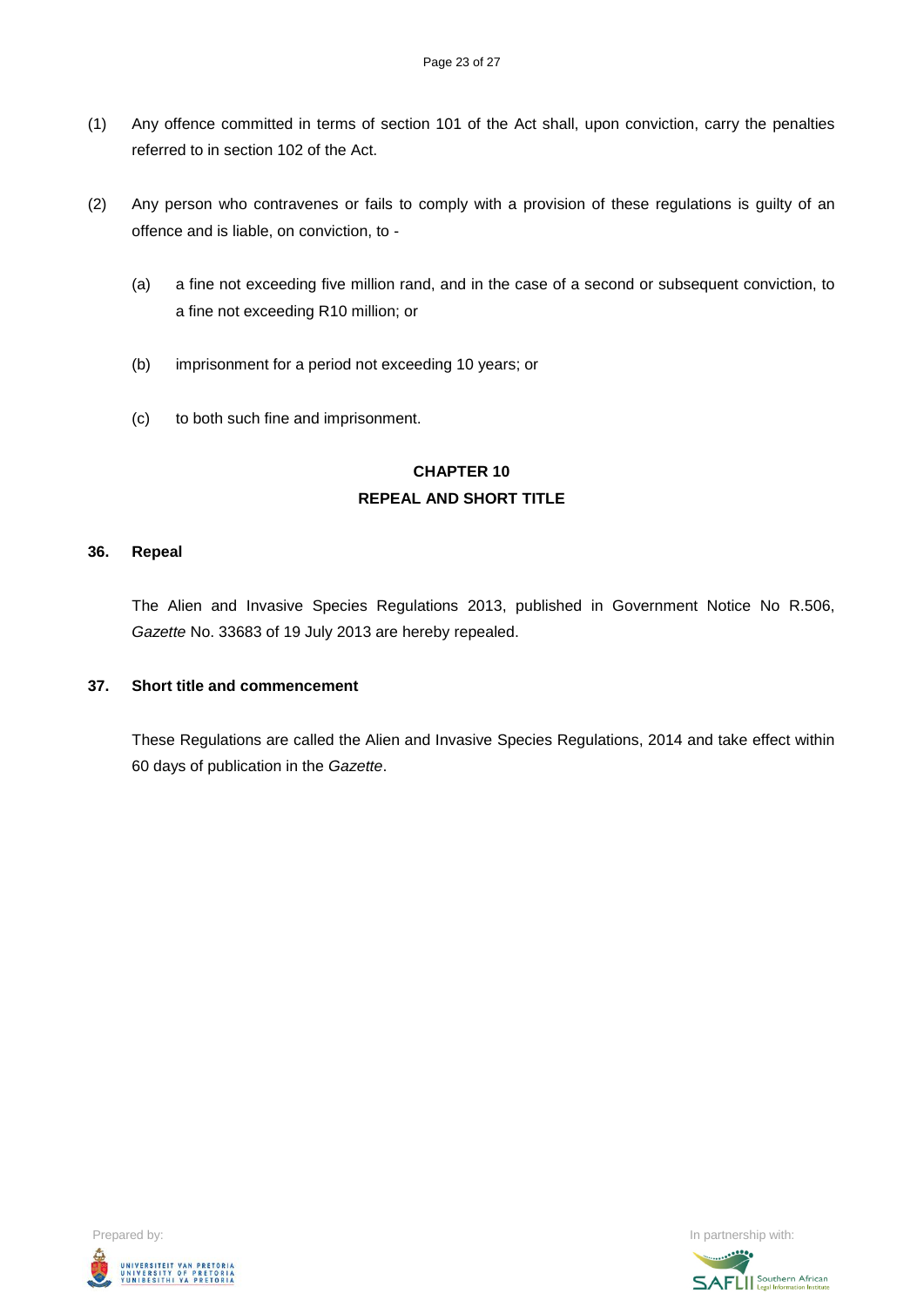(1) Any offence committed in terms of section 101 of the Act shall, upon conviction, carry the penalties referred to in section 102 of the Act.

(2) Any person who contravenes or fails to comply with a provision of these regulations is guilty of an offence and is liable, on conviction, to -

(a) a fine not exceeding five million rand, and in the case of a second or subsequent conviction, to a fine not exceeding R10 million; or

(b) imprisonment for a period not exceeding 10 years; or

(c) to both such fine and imprisonment.

## CHAPTER 10
## REPEAL AND SHORT TITLE

### 36. Repeal

The Alien and Invasive Species Regulations 2013, published in Government Notice No R.506, *Gazette* No. 33683 of 19 July 2013 are hereby repealed.

### 37. Short title and commencement

These Regulations are called the Alien and Invasive Species Regulations, 2014 and take effect within 60 days of publication in the *Gazette*.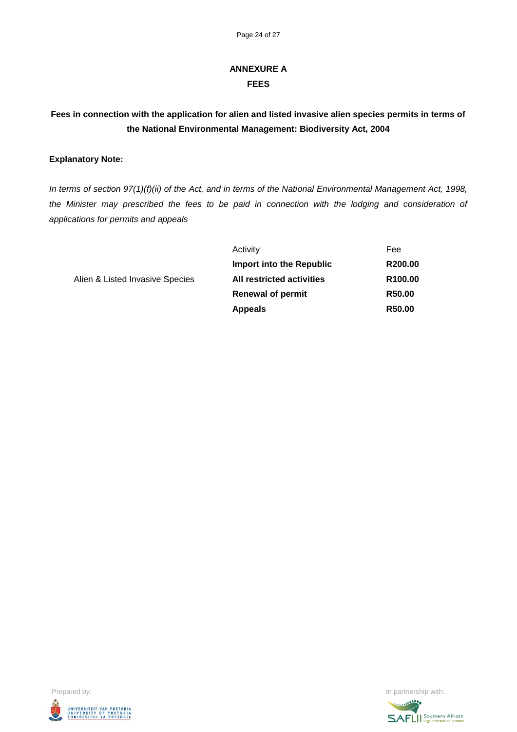## ANNEXURE A

## FEES

**Fees in connection with the application for alien and listed invasive alien species permits in terms of the National Environmental Management: Biodiversity Act, 2004**

**Explanatory Note:**

*In terms of section 97(1)(f)(ii) of the Act, and in terms of the National Environmental Management Act, 1998, the Minister may prescribed the fees to be paid in connection with the lodging and consideration of applications for permits and appeals*

| | Activity | Fee |
|---|---|---|
| Alien & Listed Invasive Species | **Import into the Republic** | **R200.00** |
| | **All restricted activities** | **R100.00** |
| | **Renewal of permit** | **R50.00** |
| | **Appeals** | **R50.00** |

Prepared by: UNIVERSITEIT VAN PRETORIA UNIVERSITY OF PRETORIA YUNIBESITHI YA PRETORIA

In partnership with: SAFLII Southern African Legal Information Institute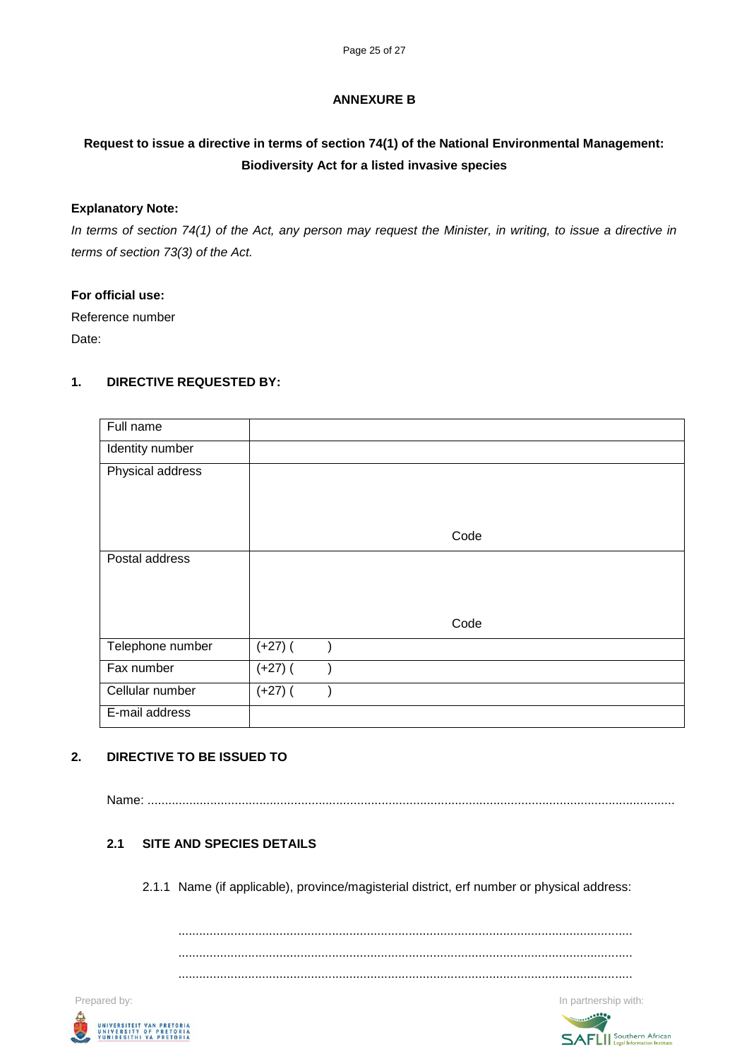## ANNEXURE B

### Request to issue a directive in terms of section 74(1) of the National Environmental Management: Biodiversity Act for a listed invasive species

**Explanatory Note:**

*In terms of section 74(1) of the Act, any person may request the Minister, in writing, to issue a directive in terms of section 73(3) of the Act.*

**For official use:**

Reference number

Date:

### 1. DIRECTIVE REQUESTED BY:

| Full name | |
|---|---|
| Identity number | |
| Physical address | Code |
| Postal address | Code |
| Telephone number | (+27) ( ) |
| Fax number | (+27) ( ) |
| Cellular number | (+27) ( ) |
| E-mail address | |

### 2. DIRECTIVE TO BE ISSUED TO

Name: ....................................................................................................................................................

#### 2.1 SITE AND SPECIES DETAILS

2.1.1 Name (if applicable), province/magisterial district, erf number or physical address:

................................................................................................................................

................................................................................................................................

................................................................................................................................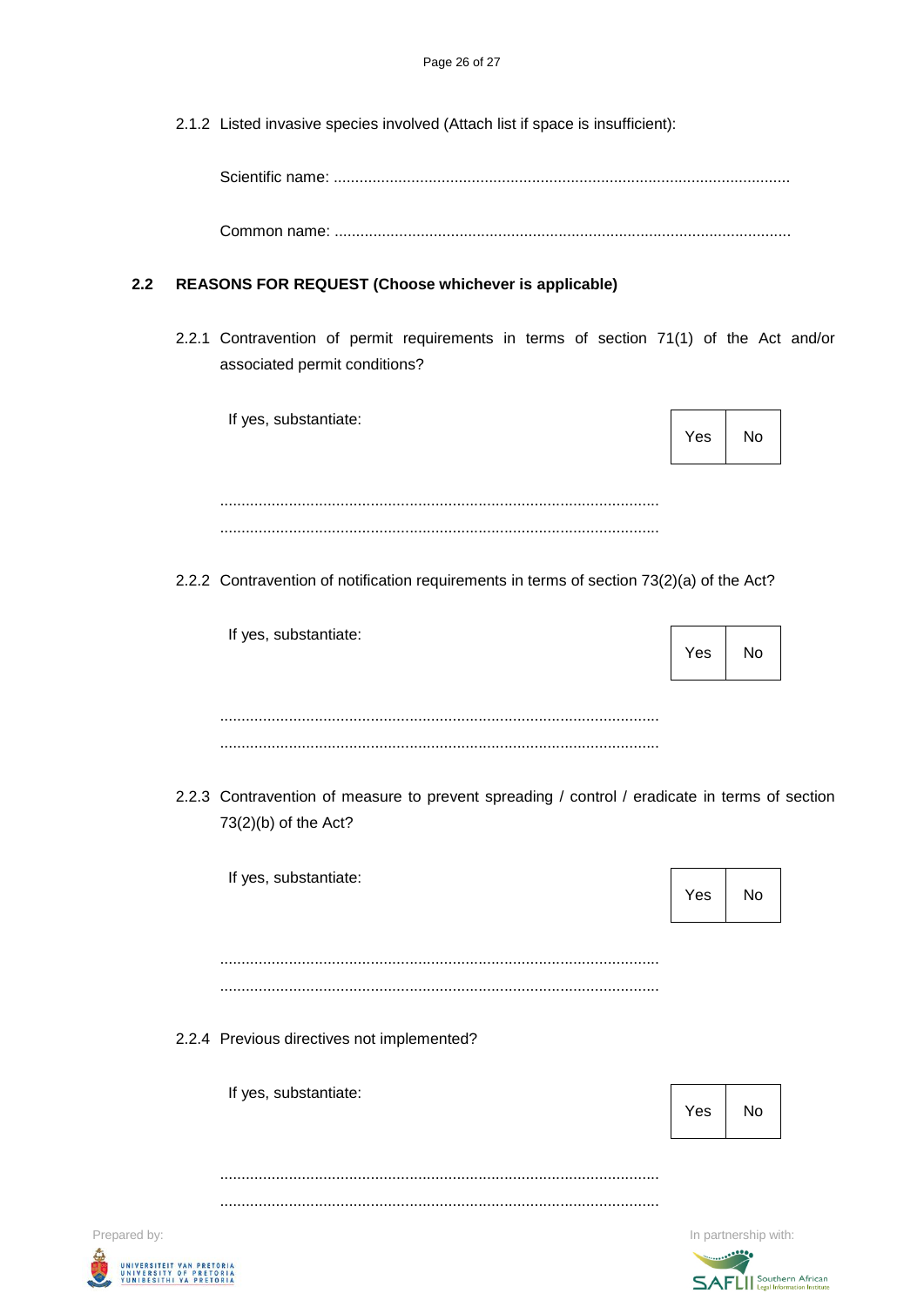2.1.2 Listed invasive species involved (Attach list if space is insufficient):

Scientific name: ..........................................................................................................

Common name: ........................................................................................................

## 2.2 REASONS FOR REQUEST (Choose whichever is applicable)

2.2.1 Contravention of permit requirements in terms of section 71(1) of the Act and/or associated permit conditions?

If yes, substantiate:

| Yes | No |
|---|---|

.....................................................................................................
.....................................................................................................

2.2.2 Contravention of notification requirements in terms of section 73(2)(a) of the Act?

If yes, substantiate:

| Yes | No |
|---|---|

.....................................................................................................
.....................................................................................................

2.2.3 Contravention of measure to prevent spreading / control / eradicate in terms of section 73(2)(b) of the Act?

If yes, substantiate:

| Yes | No |
|---|---|

.....................................................................................................
.....................................................................................................

2.2.4 Previous directives not implemented?

If yes, substantiate:

| Yes | No |
|---|---|

.....................................................................................................
.....................................................................................................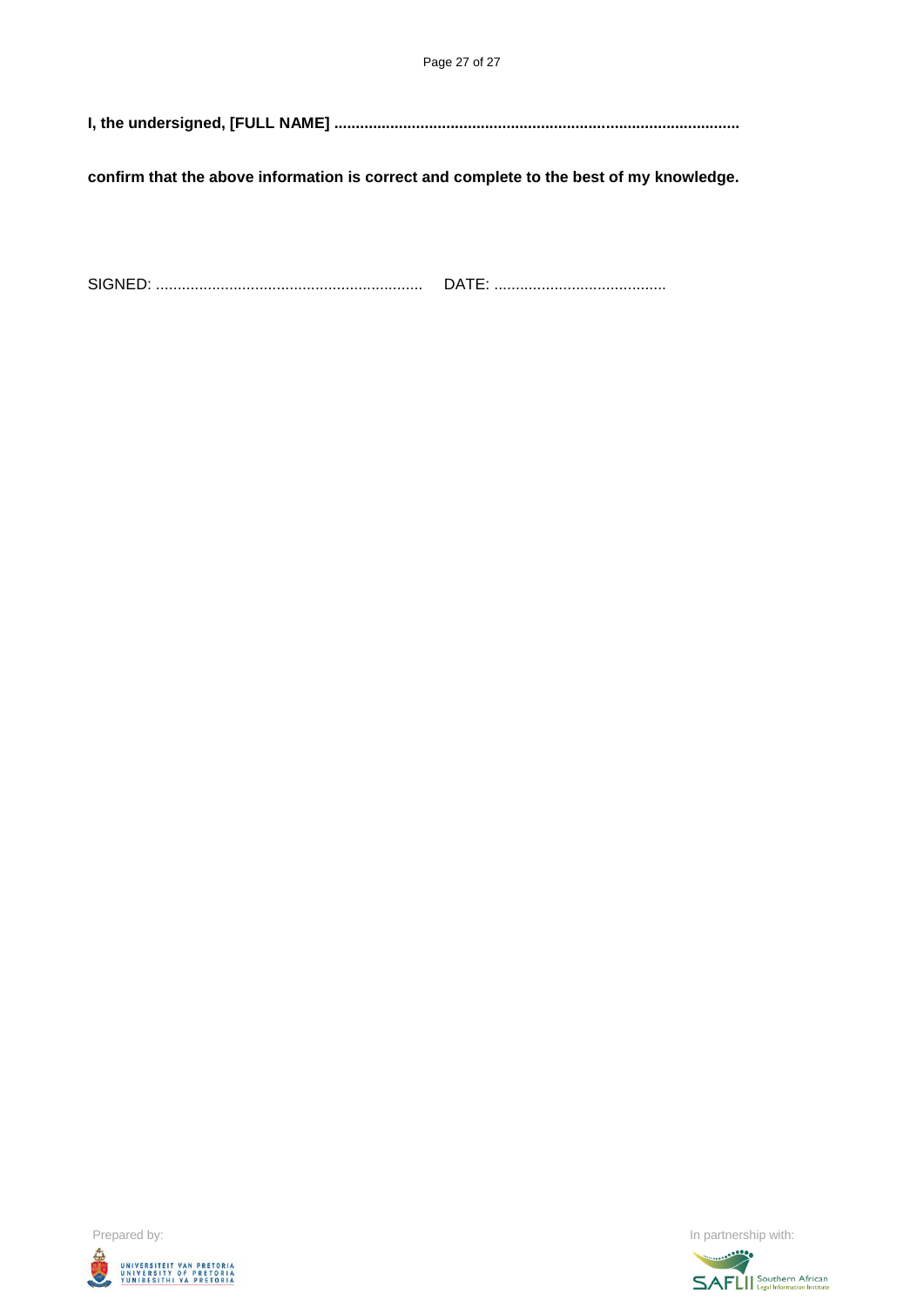**I, the undersigned, [FULL NAME] ...........................................................................................**

**confirm that the above information is correct and complete to the best of my knowledge.**

SIGNED: ............................................................. DATE: ........................................